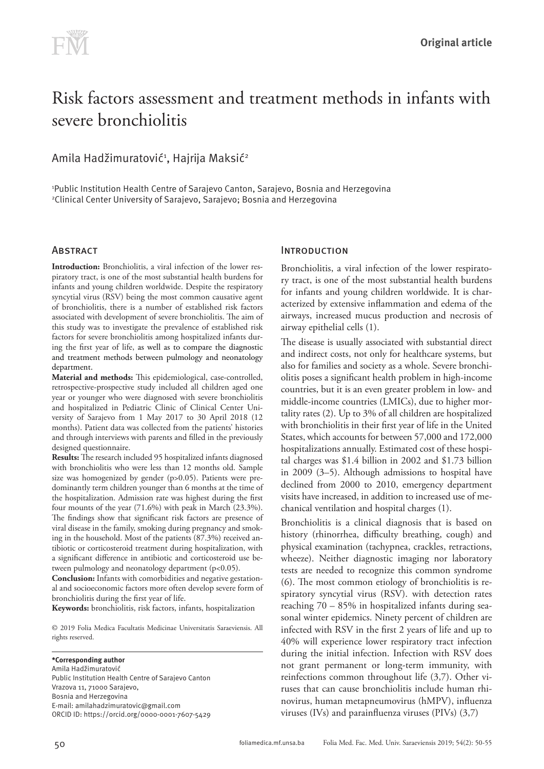Original article

# Risk factors assessment and treatment methods in infants with severe bronchiolitis

Amila Hadžimuratović[1], Hajrija Maksić[2]

[1]Public Institution Health Centre of Sarajevo Canton, Sarajevo, Bosnia and Herzegovina
[2]Clinical Center University of Sarajevo, Sarajevo; Bosnia and Herzegovina

## Abstract

**Introduction:** Bronchiolitis, a viral infection of the lower respiratory tract, is one of the most substantial health burdens for infants and young children worldwide. Despite the respiratory syncytial virus (RSV) being the most common causative agent of bronchiolitis, there is a number of established risk factors associated with development of severe bronchiolitis. The aim of this study was to investigate the prevalence of established risk factors for severe bronchiolitis among hospitalized infants during the first year of life, as well as to compare the diagnostic and treatment methods between pulmology and neonatology department.

**Material and methods:** This epidemiological, case-controlled, retrospective-prospective study included all children aged one year or younger who were diagnosed with severe bronchiolitis and hospitalized in Pediatric Clinic of Clinical Center University of Sarajevo from 1 May 2017 to 30 April 2018 (12 months). Patient data was collected from the patients' histories and through interviews with parents and filled in the previously designed questionnaire.

**Results:** The research included 95 hospitalized infants diagnosed with bronchiolitis who were less than 12 months old. Sample size was homogenized by gender (p>0.05). Patients were predominantly term children younger than 6 months at the time of the hospitalization. Admission rate was highest during the first four mounts of the year (71.6%) with peak in March (23.3%). The findings show that significant risk factors are presence of viral disease in the family, smoking during pregnancy and smoking in the household. Most of the patients (87.3%) received antibiotic or corticosteroid treatment during hospitalization, with a significant difference in antibiotic and corticosteroid use between pulmology and neonatology department (p<0.05).

**Conclusion:** Infants with comorbidities and negative gestational and socioeconomic factors more often develop severe form of bronchiolitis during the first year of life.

**Keywords:** bronchiolitis, risk factors, infants, hospitalization

© 2019 Folia Medica Facultatis Medicinae Universitatis Saraeviensis. All rights reserved.

**\*Corresponding author**
Amila Hadžimuratović
Public Institution Health Centre of Sarajevo Canton
Vrazova 11, 71000 Sarajevo,
Bosnia and Herzegovina
E-mail: amilahadzimuratovic@gmail.com
ORCID ID: https://orcid.org/0000-0001-7607-5429

## Introduction

Bronchiolitis, a viral infection of the lower respiratory tract, is one of the most substantial health burdens for infants and young children worldwide. It is characterized by extensive inflammation and edema of the airways, increased mucus production and necrosis of airway epithelial cells (1).

The disease is usually associated with substantial direct and indirect costs, not only for healthcare systems, but also for families and society as a whole. Severe bronchiolitis poses a significant health problem in high-income countries, but it is an even greater problem in low- and middle-income countries (LMICs), due to higher mortality rates (2). Up to 3% of all children are hospitalized with bronchiolitis in their first year of life in the United States, which accounts for between 57,000 and 172,000 hospitalizations annually. Estimated cost of these hospital charges was $1.4 billion in 2002 and $1.73 billion in 2009 (3–5). Although admissions to hospital have declined from 2000 to 2010, emergency department visits have increased, in addition to increased use of mechanical ventilation and hospital charges (1).

Bronchiolitis is a clinical diagnosis that is based on history (rhinorrhea, difficulty breathing, cough) and physical examination (tachypnea, crackles, retractions, wheeze). Neither diagnostic imaging nor laboratory tests are needed to recognize this common syndrome (6). The most common etiology of bronchiolitis is respiratory syncytial virus (RSV). with detection rates reaching 70 – 85% in hospitalized infants during seasonal winter epidemics. Ninety percent of children are infected with RSV in the first 2 years of life and up to 40% will experience lower respiratory tract infection during the initial infection. Infection with RSV does not grant permanent or long-term immunity, with reinfections common throughout life (3,7). Other viruses that can cause bronchiolitis include human rhinovirus, human metapneumovirus (hMPV), influenza viruses (IVs) and parainfluenza viruses (PIVs) (3,7)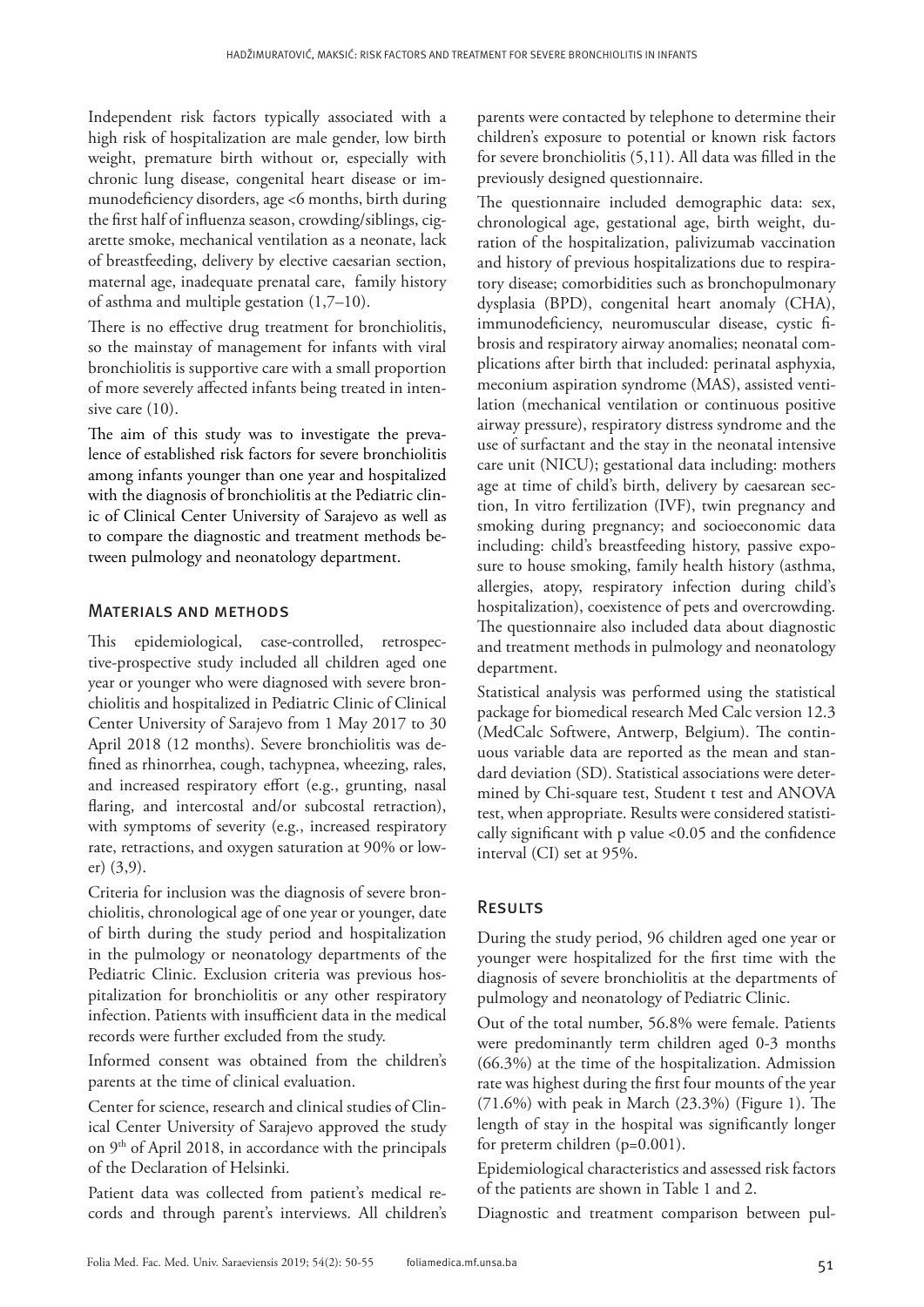Independent risk factors typically associated with a high risk of hospitalization are male gender, low birth weight, premature birth without or, especially with chronic lung disease, congenital heart disease or immunodeficiency disorders, age <6 months, birth during the first half of influenza season, crowding/siblings, cigarette smoke, mechanical ventilation as a neonate, lack of breastfeeding, delivery by elective caesarian section, maternal age, inadequate prenatal care, family history of asthma and multiple gestation (1,7–10).

There is no effective drug treatment for bronchiolitis, so the mainstay of management for infants with viral bronchiolitis is supportive care with a small proportion of more severely affected infants being treated in intensive care (10).

The aim of this study was to investigate the prevalence of established risk factors for severe bronchiolitis among infants younger than one year and hospitalized with the diagnosis of bronchiolitis at the Pediatric clinic of Clinical Center University of Sarajevo as well as to compare the diagnostic and treatment methods between pulmology and neonatology department.

## Materials and methods

This epidemiological, case-controlled, retrospective-prospective study included all children aged one year or younger who were diagnosed with severe bronchiolitis and hospitalized in Pediatric Clinic of Clinical Center University of Sarajevo from 1 May 2017 to 30 April 2018 (12 months). Severe bronchiolitis was defined as rhinorrhea, cough, tachypnea, wheezing, rales, and increased respiratory effort (e.g., grunting, nasal flaring, and intercostal and/or subcostal retraction), with symptoms of severity (e.g., increased respiratory rate, retractions, and oxygen saturation at 90% or lower) (3,9).

Criteria for inclusion was the diagnosis of severe bronchiolitis, chronological age of one year or younger, date of birth during the study period and hospitalization in the pulmology or neonatology departments of the Pediatric Clinic. Exclusion criteria was previous hospitalization for bronchiolitis or any other respiratory infection. Patients with insufficient data in the medical records were further excluded from the study.

Informed consent was obtained from the children's parents at the time of clinical evaluation.

Center for science, research and clinical studies of Clinical Center University of Sarajevo approved the study on 9th of April 2018, in accordance with the principals of the Declaration of Helsinki.

Patient data was collected from patient's medical records and through parent's interviews. All children's parents were contacted by telephone to determine their children's exposure to potential or known risk factors for severe bronchiolitis (5,11). All data was filled in the previously designed questionnaire.

The questionnaire included demographic data: sex, chronological age, gestational age, birth weight, duration of the hospitalization, palivizumab vaccination and history of previous hospitalizations due to respiratory disease; comorbidities such as bronchopulmonary dysplasia (BPD), congenital heart anomaly (CHA), immunodeficiency, neuromuscular disease, cystic fibrosis and respiratory airway anomalies; neonatal complications after birth that included: perinatal asphyxia, meconium aspiration syndrome (MAS), assisted ventilation (mechanical ventilation or continuous positive airway pressure), respiratory distress syndrome and the use of surfactant and the stay in the neonatal intensive care unit (NICU); gestational data including: mothers age at time of child's birth, delivery by caesarean section, In vitro fertilization (IVF), twin pregnancy and smoking during pregnancy; and socioeconomic data including: child's breastfeeding history, passive exposure to house smoking, family health history (asthma, allergies, atopy, respiratory infection during child's hospitalization), coexistence of pets and overcrowding. The questionnaire also included data about diagnostic and treatment methods in pulmology and neonatology department.

Statistical analysis was performed using the statistical package for biomedical research Med Calc version 12.3 (MedCalc Softwere, Antwerp, Belgium). The continuous variable data are reported as the mean and standard deviation (SD). Statistical associations were determined by Chi-square test, Student t test and ANOVA test, when appropriate. Results were considered statistically significant with p value <0.05 and the confidence interval (CI) set at 95%.

## Results

During the study period, 96 children aged one year or younger were hospitalized for the first time with the diagnosis of severe bronchiolitis at the departments of pulmology and neonatology of Pediatric Clinic.

Out of the total number, 56.8% were female. Patients were predominantly term children aged 0-3 months (66.3%) at the time of the hospitalization. Admission rate was highest during the first four mounts of the year (71.6%) with peak in March (23.3%) (Figure 1). The length of stay in the hospital was significantly longer for preterm children (p=0.001).

Epidemiological characteristics and assessed risk factors of the patients are shown in Table 1 and 2.

Diagnostic and treatment comparison between pul-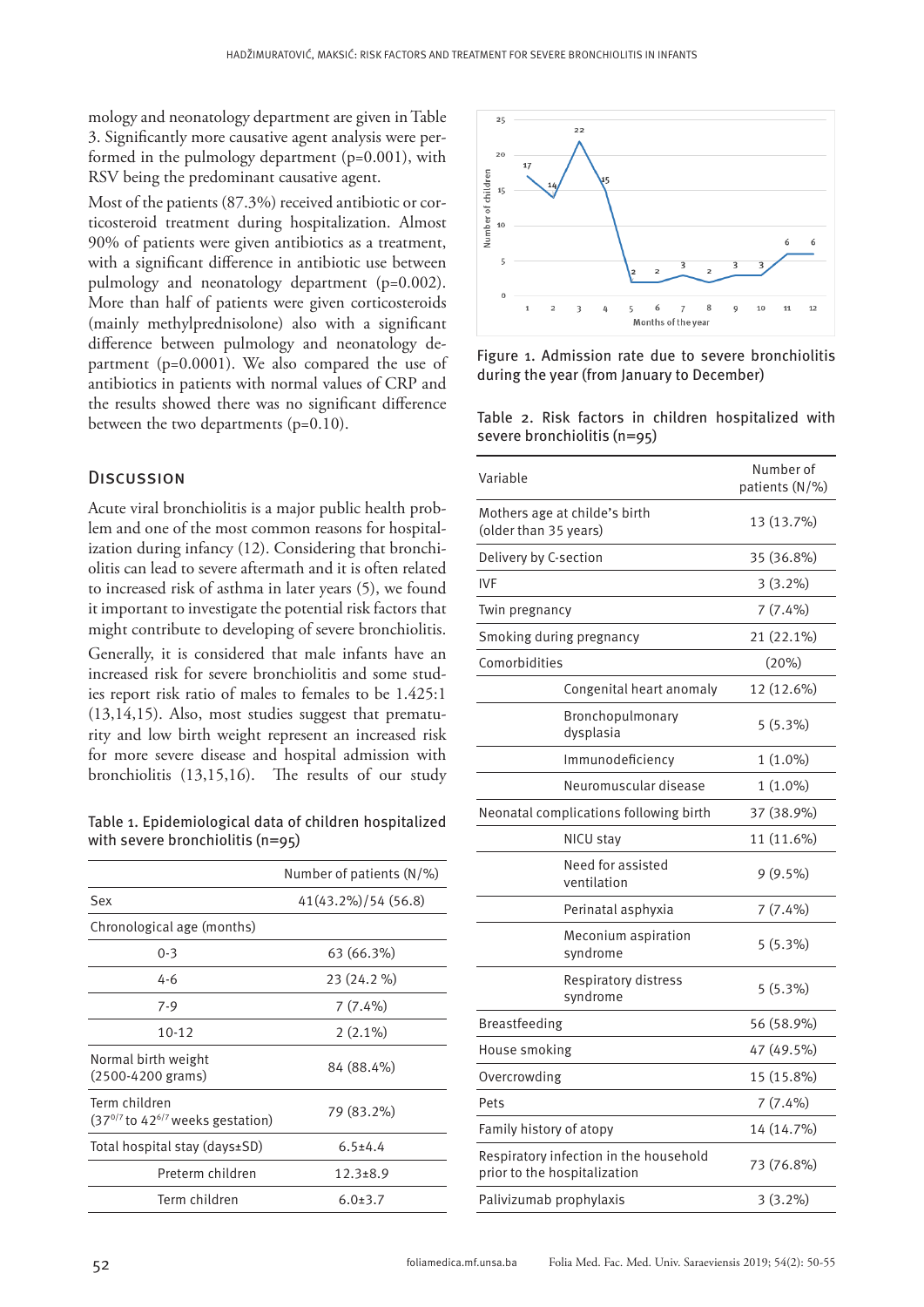mology and neonatology department are given in Table 3. Significantly more causative agent analysis were performed in the pulmology department (p=0.001), with RSV being the predominant causative agent.

Most of the patients (87.3%) received antibiotic or corticosteroid treatment during hospitalization. Almost 90% of patients were given antibiotics as a treatment, with a significant difference in antibiotic use between pulmology and neonatology department (p=0.002). More than half of patients were given corticosteroids (mainly methylprednisolone) also with a significant difference between pulmology and neonatology department (p=0.0001). We also compared the use of antibiotics in patients with normal values of CRP and the results showed there was no significant difference between the two departments (p=0.10).

## Discussion

Acute viral bronchiolitis is a major public health problem and one of the most common reasons for hospitalization during infancy (12). Considering that bronchiolitis can lead to severe aftermath and it is often related to increased risk of asthma in later years (5), we found it important to investigate the potential risk factors that might contribute to developing of severe bronchiolitis.

Generally, it is considered that male infants have an increased risk for severe bronchiolitis and some studies report risk ratio of males to females to be 1.425:1 (13,14,15). Also, most studies suggest that prematurity and low birth weight represent an increased risk for more severe disease and hospital admission with bronchiolitis (13,15,16). The results of our study

Table 1. Epidemiological data of children hospitalized with severe bronchiolitis (n=95)

| | Number of patients (N/%) |
|---|---|
| Sex | 41(43.2%)/54 (56.8) |
| Chronological age (months) | |
| 0-3 | 63 (66.3%) |
| 4-6 | 23 (24.2 %) |
| 7-9 | 7 (7.4%) |
| 10-12 | 2 (2.1%) |
| Normal birth weight (2500-4200 grams) | 84 (88.4%) |
| Term children ($37^{0/7}$ to $42^{6/7}$ weeks gestation) | 79 (83.2%) |
| Total hospital stay (days±SD) | 6.5±4.4 |
| Preterm children | 12.3±8.9 |
| Term children | 6.0±3.7 |

Figure 1. Admission rate due to severe bronchiolitis during the year (from January to December)

Table 2. Risk factors in children hospitalized with severe bronchiolitis (n=95)

| Variable | Number of patients (N/%) |
|---|---|
| Mothers age at childe's birth (older than 35 years) | 13 (13.7%) |
| Delivery by C-section | 35 (36.8%) |
| IVF | 3 (3.2%) |
| Twin pregnancy | 7 (7.4%) |
| Smoking during pregnancy | 21 (22.1%) |
| Comorbidities | (20%) |
| Congenital heart anomaly | 12 (12.6%) |
| Bronchopulmonary dysplasia | 5 (5.3%) |
| Immunodeficiency | 1 (1.0%) |
| Neuromuscular disease | 1 (1.0%) |
| Neonatal complications following birth | 37 (38.9%) |
| NICU stay | 11 (11.6%) |
| Need for assisted ventilation | 9 (9.5%) |
| Perinatal asphyxia | 7 (7.4%) |
| Meconium aspiration syndrome | 5 (5.3%) |
| Respiratory distress syndrome | 5 (5.3%) |
| Breastfeeding | 56 (58.9%) |
| House smoking | 47 (49.5%) |
| Overcrowding | 15 (15.8%) |
| Pets | 7 (7.4%) |
| Family history of atopy | 14 (14.7%) |
| Respiratory infection in the household prior to the hospitalization | 73 (76.8%) |
| Palivizumab prophylaxis | 3 (3.2%) |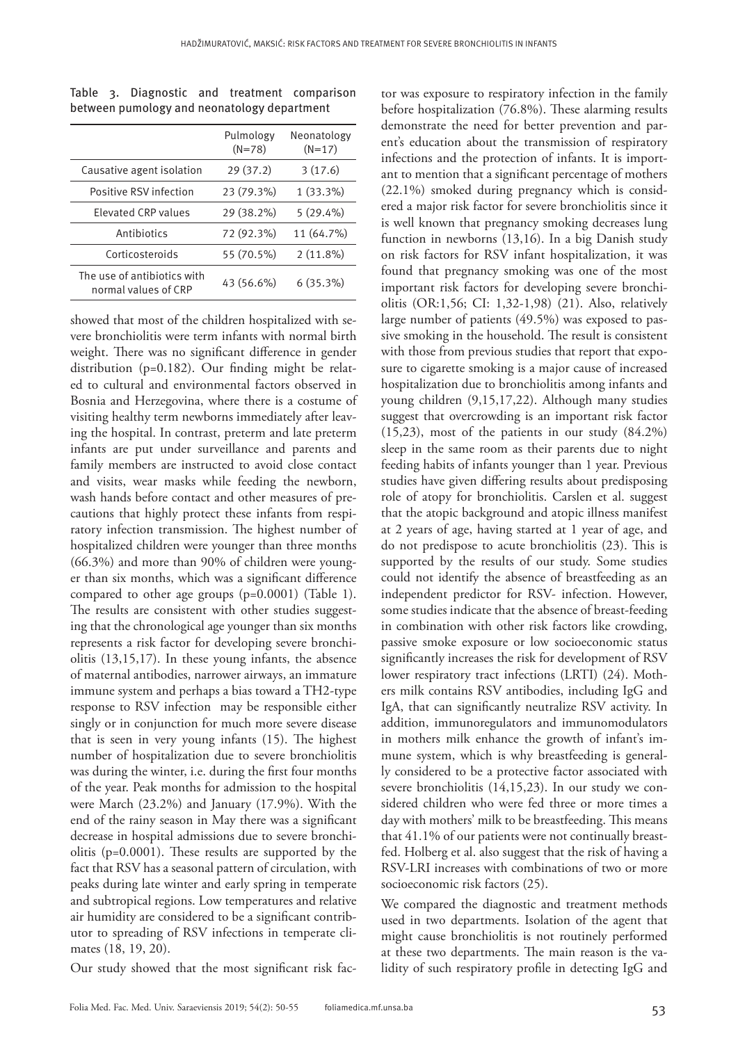Table 3. Diagnostic and treatment comparison between pumology and neonatology department

| | Pulmology (N=78) | Neonatology (N=17) |
|---|---|---|
| Causative agent isolation | 29 (37.2) | 3 (17.6) |
| Positive RSV infection | 23 (79.3%) | 1 (33.3%) |
| Elevated CRP values | 29 (38.2%) | 5 (29.4%) |
| Antibiotics | 72 (92.3%) | 11 (64.7%) |
| Corticosteroids | 55 (70.5%) | 2 (11.8%) |
| The use of antibiotics with normal values of CRP | 43 (56.6%) | 6 (35.3%) |

showed that most of the children hospitalized with severe bronchiolitis were term infants with normal birth weight. There was no significant difference in gender distribution (p=0.182). Our finding might be related to cultural and environmental factors observed in Bosnia and Herzegovina, where there is a costume of visiting healthy term newborns immediately after leaving the hospital. In contrast, preterm and late preterm infants are put under surveillance and parents and family members are instructed to avoid close contact and visits, wear masks while feeding the newborn, wash hands before contact and other measures of precautions that highly protect these infants from respiratory infection transmission. The highest number of hospitalized children were younger than three months (66.3%) and more than 90% of children were younger than six months, which was a significant difference compared to other age groups (p=0.0001) (Table 1). The results are consistent with other studies suggesting that the chronological age younger than six months represents a risk factor for developing severe bronchiolitis (13,15,17). In these young infants, the absence of maternal antibodies, narrower airways, an immature immune system and perhaps a bias toward a TH2-type response to RSV infection may be responsible either singly or in conjunction for much more severe disease that is seen in very young infants (15). The highest number of hospitalization due to severe bronchiolitis was during the winter, i.e. during the first four months of the year. Peak months for admission to the hospital were March (23.2%) and January (17.9%). With the end of the rainy season in May there was a significant decrease in hospital admissions due to severe bronchiolitis (p=0.0001). These results are supported by the fact that RSV has a seasonal pattern of circulation, with peaks during late winter and early spring in temperate and subtropical regions. Low temperatures and relative air humidity are considered to be a significant contributor to spreading of RSV infections in temperate climates (18, 19, 20).

Our study showed that the most significant risk factor was exposure to respiratory infection in the family before hospitalization (76.8%). These alarming results demonstrate the need for better prevention and parent's education about the transmission of respiratory infections and the protection of infants. It is important to mention that a significant percentage of mothers (22.1%) smoked during pregnancy which is considered a major risk factor for severe bronchiolitis since it is well known that pregnancy smoking decreases lung function in newborns (13,16). In a big Danish study on risk factors for RSV infant hospitalization, it was found that pregnancy smoking was one of the most important risk factors for developing severe bronchiolitis (OR:1,56; CI: 1,32-1,98) (21). Also, relatively large number of patients (49.5%) was exposed to passive smoking in the household. The result is consistent with those from previous studies that report that exposure to cigarette smoking is a major cause of increased hospitalization due to bronchiolitis among infants and young children (9,15,17,22). Although many studies suggest that overcrowding is an important risk factor (15,23), most of the patients in our study (84.2%) sleep in the same room as their parents due to night feeding habits of infants younger than 1 year. Previous studies have given differing results about predisposing role of atopy for bronchiolitis. Carslen et al. suggest that the atopic background and atopic illness manifest at 2 years of age, having started at 1 year of age, and do not predispose to acute bronchiolitis (23). This is supported by the results of our study. Some studies could not identify the absence of breastfeeding as an independent predictor for RSV- infection. However, some studies indicate that the absence of breast-feeding in combination with other risk factors like crowding, passive smoke exposure or low socioeconomic status significantly increases the risk for development of RSV lower respiratory tract infections (LRTI) (24). Mothers milk contains RSV antibodies, including IgG and IgA, that can significantly neutralize RSV activity. In addition, immunoregulators and immunomodulators in mothers milk enhance the growth of infant's immune system, which is why breastfeeding is generally considered to be a protective factor associated with severe bronchiolitis (14,15,23). In our study we considered children who were fed three or more times a day with mothers' milk to be breastfeeding. This means that 41.1% of our patients were not continually breastfed. Holberg et al. also suggest that the risk of having a RSV-LRI increases with combinations of two or more socioeconomic risk factors (25).

We compared the diagnostic and treatment methods used in two departments. Isolation of the agent that might cause bronchiolitis is not routinely performed at these two departments. The main reason is the validity of such respiratory profile in detecting IgG and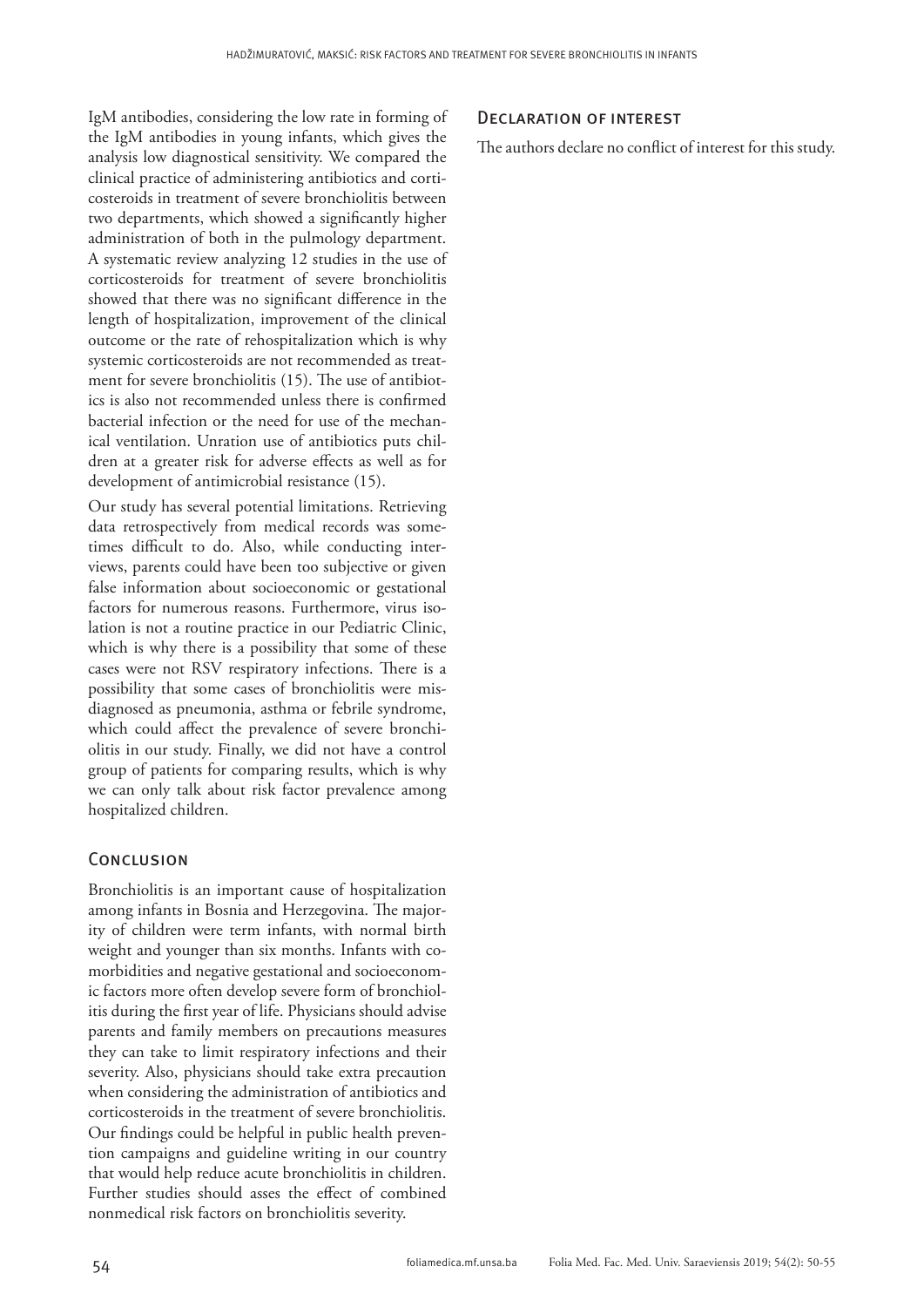IgM antibodies, considering the low rate in forming of the IgM antibodies in young infants, which gives the analysis low diagnostical sensitivity. We compared the clinical practice of administering antibiotics and corticosteroids in treatment of severe bronchiolitis between two departments, which showed a significantly higher administration of both in the pulmology department. A systematic review analyzing 12 studies in the use of corticosteroids for treatment of severe bronchiolitis showed that there was no significant difference in the length of hospitalization, improvement of the clinical outcome or the rate of rehospitalization which is why systemic corticosteroids are not recommended as treatment for severe bronchiolitis (15). The use of antibiotics is also not recommended unless there is confirmed bacterial infection or the need for use of the mechanical ventilation. Unration use of antibiotics puts children at a greater risk for adverse effects as well as for development of antimicrobial resistance (15).

Our study has several potential limitations. Retrieving data retrospectively from medical records was sometimes difficult to do. Also, while conducting interviews, parents could have been too subjective or given false information about socioeconomic or gestational factors for numerous reasons. Furthermore, virus isolation is not a routine practice in our Pediatric Clinic, which is why there is a possibility that some of these cases were not RSV respiratory infections. There is a possibility that some cases of bronchiolitis were misdiagnosed as pneumonia, asthma or febrile syndrome, which could affect the prevalence of severe bronchiolitis in our study. Finally, we did not have a control group of patients for comparing results, which is why we can only talk about risk factor prevalence among hospitalized children.

## Conclusion

Bronchiolitis is an important cause of hospitalization among infants in Bosnia and Herzegovina. The majority of children were term infants, with normal birth weight and younger than six months. Infants with comorbidities and negative gestational and socioeconomic factors more often develop severe form of bronchiolitis during the first year of life. Physicians should advise parents and family members on precautions measures they can take to limit respiratory infections and their severity. Also, physicians should take extra precaution when considering the administration of antibiotics and corticosteroids in the treatment of severe bronchiolitis. Our findings could be helpful in public health prevention campaigns and guideline writing in our country that would help reduce acute bronchiolitis in children. Further studies should asses the effect of combined nonmedical risk factors on bronchiolitis severity.

## Declaration of interest

The authors declare no conflict of interest for this study.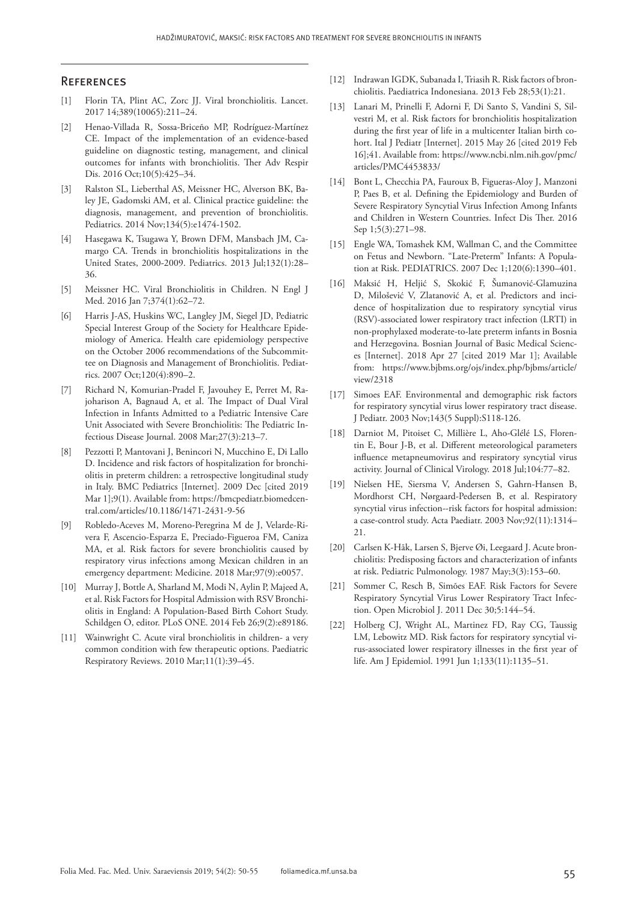## References

[1] Florin TA, Plint AC, Zorc JJ. Viral bronchiolitis. Lancet. 2017 14;389(10065):211–24.

[2] Henao-Villada R, Sossa-Briceño MP, Rodríguez-Martínez CE. Impact of the implementation of an evidence-based guideline on diagnostic testing, management, and clinical outcomes for infants with bronchiolitis. Ther Adv Respir Dis. 2016 Oct;10(5):425–34.

[3] Ralston SL, Lieberthal AS, Meissner HC, Alverson BK, Baley JE, Gadomski AM, et al. Clinical practice guideline: the diagnosis, management, and prevention of bronchiolitis. Pediatrics. 2014 Nov;134(5):e1474-1502.

[4] Hasegawa K, Tsugawa Y, Brown DFM, Mansbach JM, Camargo CA. Trends in bronchiolitis hospitalizations in the United States, 2000-2009. Pediatrics. 2013 Jul;132(1):28–36.

[5] Meissner HC. Viral Bronchiolitis in Children. N Engl J Med. 2016 Jan 7;374(1):62–72.

[6] Harris J-AS, Huskins WC, Langley JM, Siegel JD, Pediatric Special Interest Group of the Society for Healthcare Epidemiology of America. Health care epidemiology perspective on the October 2006 recommendations of the Subcommittee on Diagnosis and Management of Bronchiolitis. Pediatrics. 2007 Oct;120(4):890–2.

[7] Richard N, Komurian-Pradel F, Javouhey E, Perret M, Rajoharison A, Bagnaud A, et al. The Impact of Dual Viral Infection in Infants Admitted to a Pediatric Intensive Care Unit Associated with Severe Bronchiolitis: The Pediatric Infectious Disease Journal. 2008 Mar;27(3):213–7.

[8] Pezzotti P, Mantovani J, Benincori N, Mucchino E, Di Lallo D. Incidence and risk factors of hospitalization for bronchiolitis in preterm children: a retrospective longitudinal study in Italy. BMC Pediatrics [Internet]. 2009 Dec [cited 2019 Mar 1];9(1). Available from: https://bmcpediatr.biomedcentral.com/articles/10.1186/1471-2431-9-56

[9] Robledo-Aceves M, Moreno-Peregrina M de J, Velarde-Rivera F, Ascencio-Esparza E, Preciado-Figueroa FM, Caniza MA, et al. Risk factors for severe bronchiolitis caused by respiratory virus infections among Mexican children in an emergency department: Medicine. 2018 Mar;97(9):e0057.

[10] Murray J, Bottle A, Sharland M, Modi N, Aylin P, Majeed A, et al. Risk Factors for Hospital Admission with RSV Bronchiolitis in England: A Population-Based Birth Cohort Study. Schildgen O, editor. PLoS ONE. 2014 Feb 26;9(2):e89186.

[11] Wainwright C. Acute viral bronchiolitis in children- a very common condition with few therapeutic options. Paediatric Respiratory Reviews. 2010 Mar;11(1):39–45.

[12] Indrawan IGDK, Subanada I, Triasih R. Risk factors of bronchiolitis. Paediatrica Indonesiana. 2013 Feb 28;53(1):21.

[13] Lanari M, Prinelli F, Adorni F, Di Santo S, Vandini S, Silvestri M, et al. Risk factors for bronchiolitis hospitalization during the first year of life in a multicenter Italian birth cohort. Ital J Pediatr [Internet]. 2015 May 26 [cited 2019 Feb 16];41. Available from: https://www.ncbi.nlm.nih.gov/pmc/articles/PMC4453833/

[14] Bont L, Checchia PA, Fauroux B, Figueras-Aloy J, Manzoni P, Paes B, et al. Defining the Epidemiology and Burden of Severe Respiratory Syncytial Virus Infection Among Infants and Children in Western Countries. Infect Dis Ther. 2016 Sep 1;5(3):271–98.

[15] Engle WA, Tomashek KM, Wallman C, and the Committee on Fetus and Newborn. "Late-Preterm" Infants: A Population at Risk. PEDIATRICS. 2007 Dec 1;120(6):1390–401.

[16] Maksić H, Heljić S, Skokić F, Šumanović-Glamuzina D, Milošević V, Zlatanović A, et al. Predictors and incidence of hospitalization due to respiratory syncytial virus (RSV)-associated lower respiratory tract infection (LRTI) in non-prophylaxed moderate-to-late preterm infants in Bosnia and Herzegovina. Bosnian Journal of Basic Medical Sciences [Internet]. 2018 Apr 27 [cited 2019 Mar 1]; Available from: https://www.bjbms.org/ojs/index.php/bjbms/article/view/2318

[17] Simoes EAF. Environmental and demographic risk factors for respiratory syncytial virus lower respiratory tract disease. J Pediatr. 2003 Nov;143(5 Suppl):S118-126.

[18] Darniot M, Pitoiset C, Millière L, Aho-Glélé LS, Florentin E, Bour J-B, et al. Different meteorological parameters influence metapneumovirus and respiratory syncytial virus activity. Journal of Clinical Virology. 2018 Jul;104:77–82.

[19] Nielsen HE, Siersma V, Andersen S, Gahrn-Hansen B, Mordhorst CH, Nørgaard-Pedersen B, et al. Respiratory syncytial virus infection--risk factors for hospital admission: a case-control study. Acta Paediatr. 2003 Nov;92(11):1314–21.

[20] Carlsen K-Håk, Larsen S, Bjerve Øi, Leegaard J. Acute bronchiolitis: Predisposing factors and characterization of infants at risk. Pediatric Pulmonology. 1987 May;3(3):153–60.

[21] Sommer C, Resch B, Simões EAF. Risk Factors for Severe Respiratory Syncytial Virus Lower Respiratory Tract Infection. Open Microbiol J. 2011 Dec 30;5:144–54.

[22] Holberg CJ, Wright AL, Martinez FD, Ray CG, Taussig LM, Lebowitz MD. Risk factors for respiratory syncytial virus-associated lower respiratory illnesses in the first year of life. Am J Epidemiol. 1991 Jun 1;133(11):1135–51.